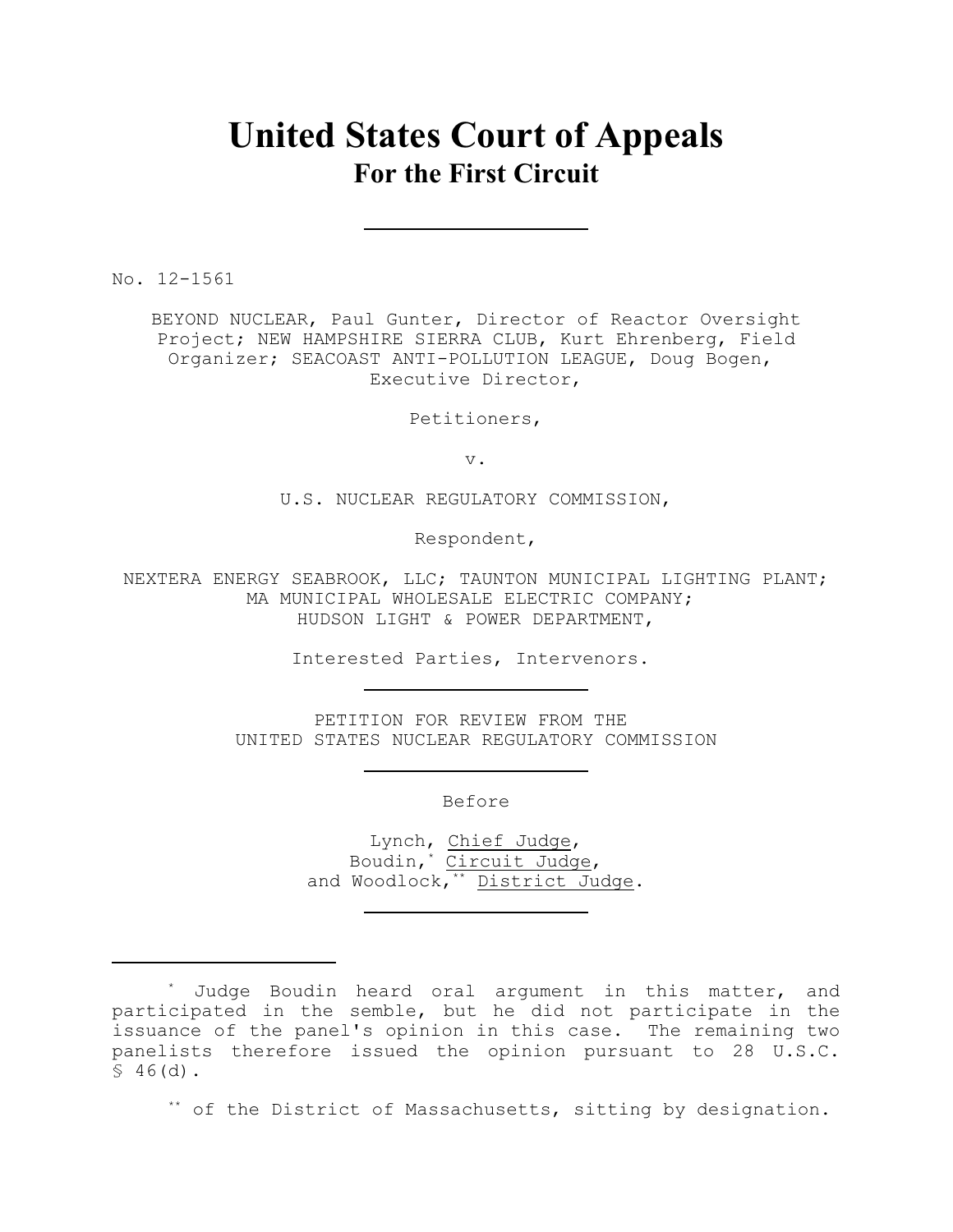# United States Court of Appeals
## For the First Circuit

---

No. 12-1561

BEYOND NUCLEAR, Paul Gunter, Director of Reactor Oversight Project; NEW HAMPSHIRE SIERRA CLUB, Kurt Ehrenberg, Field Organizer; SEACOAST ANTI-POLLUTION LEAGUE, Doug Bogen, Executive Director,

Petitioners,

v.

U.S. NUCLEAR REGULATORY COMMISSION,

Respondent,

NEXTERA ENERGY SEABROOK, LLC; TAUNTON MUNICIPAL LIGHTING PLANT; MA MUNICIPAL WHOLESALE ELECTRIC COMPANY; HUDSON LIGHT & POWER DEPARTMENT,

Interested Parties, Intervenors.

---

PETITION FOR REVIEW FROM THE UNITED STATES NUCLEAR REGULATORY COMMISSION

---

Before

Lynch, Chief Judge,
Boudin,[*] Circuit Judge,
and Woodlock,[**] District Judge.

---

[*] Judge Boudin heard oral argument in this matter, and participated in the semble, but he did not participate in the issuance of the panel's opinion in this case. The remaining two panelists therefore issued the opinion pursuant to 28 U.S.C. § 46(d).

[**] of the District of Massachusetts, sitting by designation.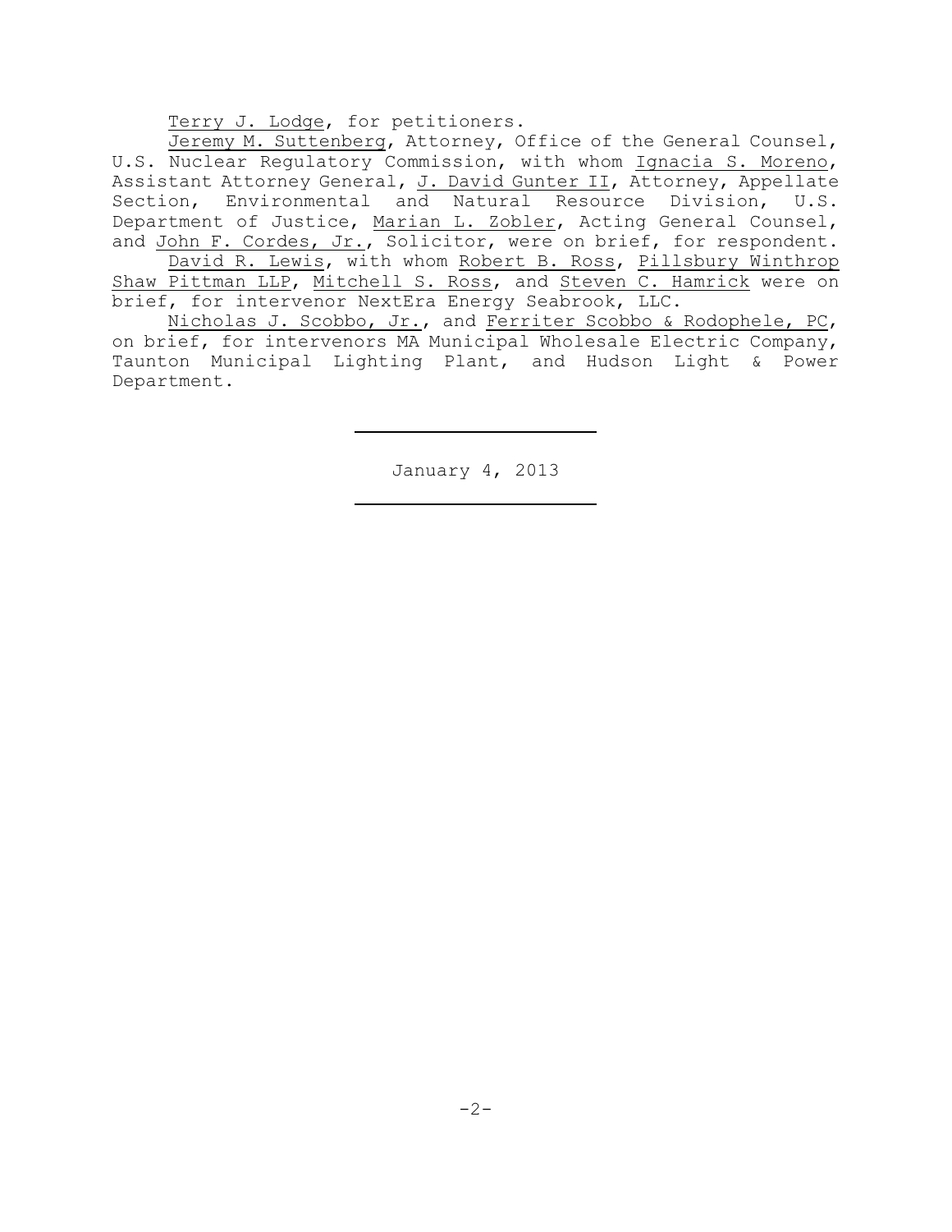Terry J. Lodge, for petitioners.

Jeremy M. Suttenberg, Attorney, Office of the General Counsel, U.S. Nuclear Regulatory Commission, with whom Ignacia S. Moreno, Assistant Attorney General, J. David Gunter II, Attorney, Appellate Section, Environmental and Natural Resource Division, U.S. Department of Justice, Marian L. Zobler, Acting General Counsel, and John F. Cordes, Jr., Solicitor, were on brief, for respondent.

David R. Lewis, with whom Robert B. Ross, Pillsbury Winthrop Shaw Pittman LLP, Mitchell S. Ross, and Steven C. Hamrick were on brief, for intervenor NextEra Energy Seabrook, LLC.

Nicholas J. Scobbo, Jr., and Ferriter Scobbo & Rodophele, PC, on brief, for intervenors MA Municipal Wholesale Electric Company, Taunton Municipal Lighting Plant, and Hudson Light & Power Department.

---

January 4, 2013

---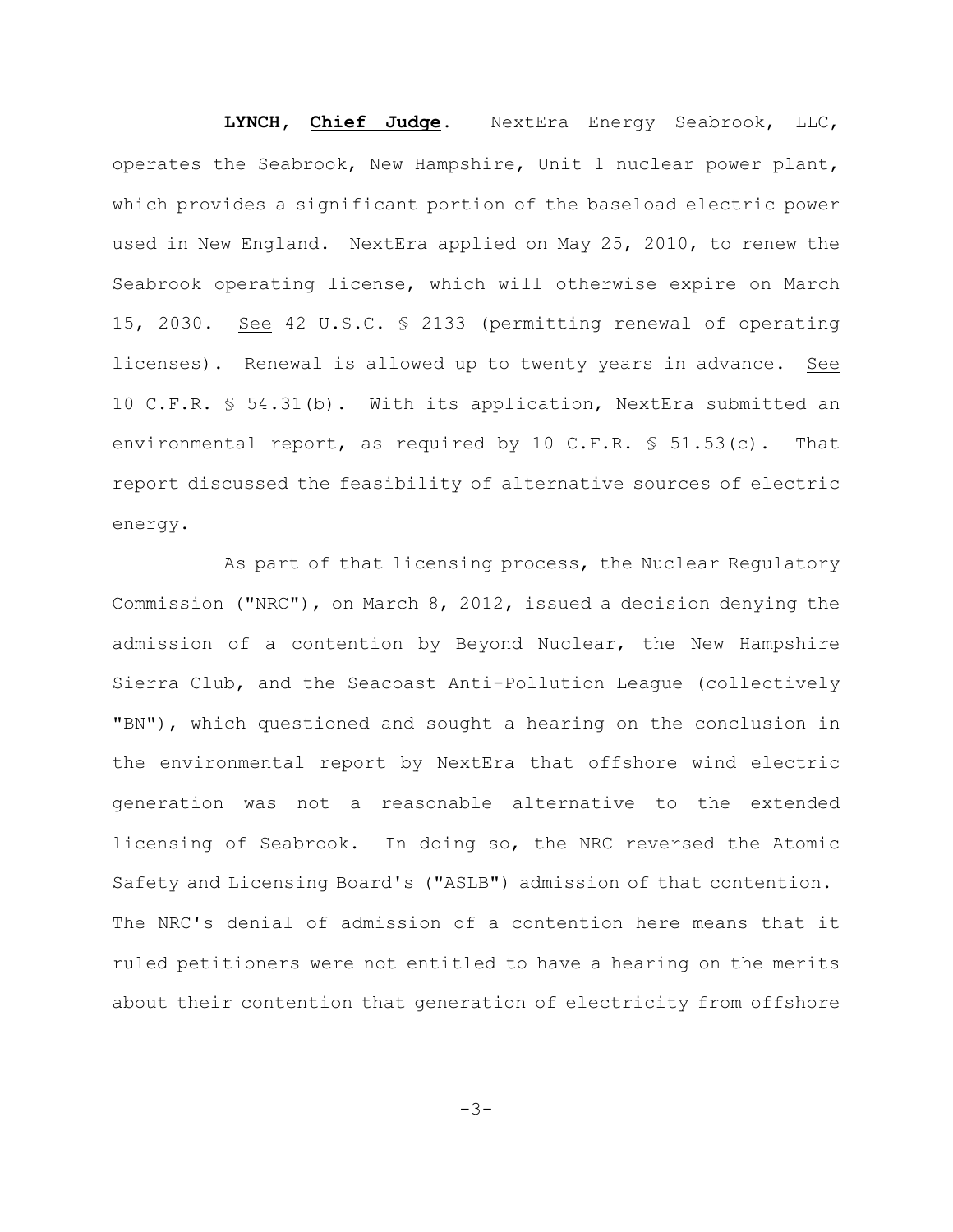**LYNCH**, **Chief Judge**. NextEra Energy Seabrook, LLC, operates the Seabrook, New Hampshire, Unit 1 nuclear power plant, which provides a significant portion of the baseload electric power used in New England. NextEra applied on May 25, 2010, to renew the Seabrook operating license, which will otherwise expire on March 15, 2030. See 42 U.S.C. § 2133 (permitting renewal of operating licenses). Renewal is allowed up to twenty years in advance. See 10 C.F.R. § 54.31(b). With its application, NextEra submitted an environmental report, as required by 10 C.F.R. § 51.53(c). That report discussed the feasibility of alternative sources of electric energy.

As part of that licensing process, the Nuclear Regulatory Commission ("NRC"), on March 8, 2012, issued a decision denying the admission of a contention by Beyond Nuclear, the New Hampshire Sierra Club, and the Seacoast Anti-Pollution League (collectively "BN"), which questioned and sought a hearing on the conclusion in the environmental report by NextEra that offshore wind electric generation was not a reasonable alternative to the extended licensing of Seabrook. In doing so, the NRC reversed the Atomic Safety and Licensing Board's ("ASLB") admission of that contention. The NRC's denial of admission of a contention here means that it ruled petitioners were not entitled to have a hearing on the merits about their contention that generation of electricity from offshore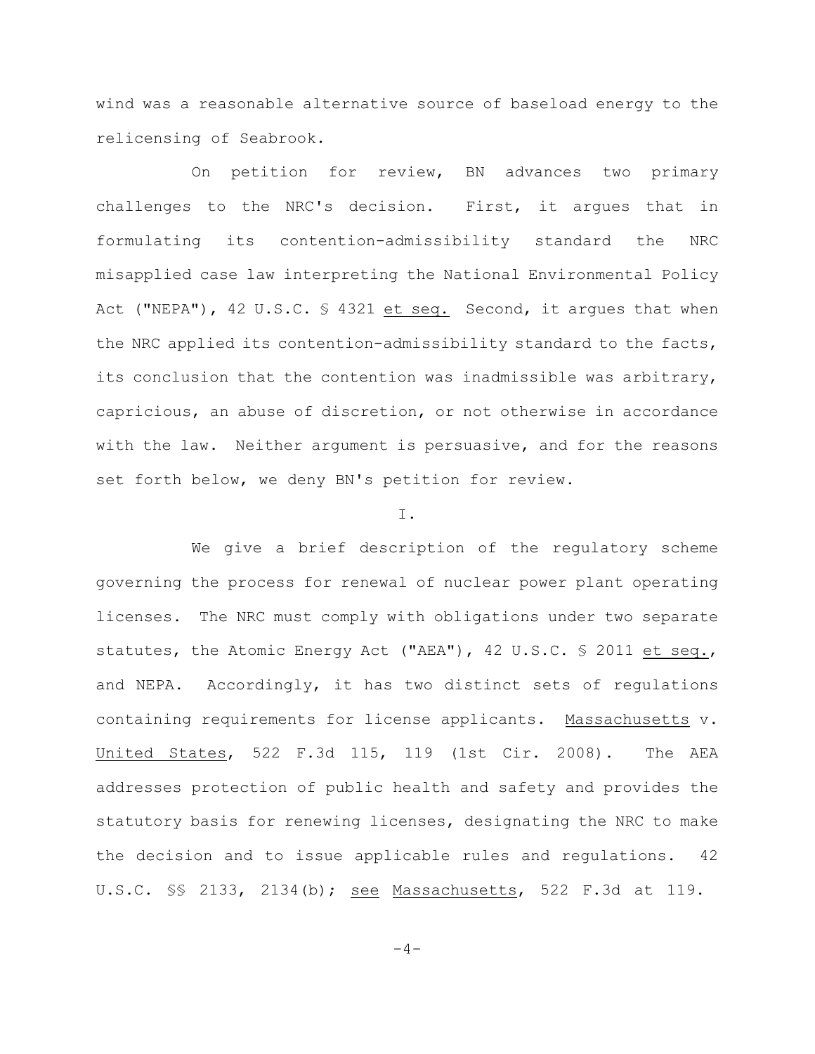wind was a reasonable alternative source of baseload energy to the relicensing of Seabrook.

On petition for review, BN advances two primary challenges to the NRC's decision. First, it argues that in formulating its contention-admissibility standard the NRC misapplied case law interpreting the National Environmental Policy Act ("NEPA"), 42 U.S.C. § 4321 et seq. Second, it argues that when the NRC applied its contention-admissibility standard to the facts, its conclusion that the contention was inadmissible was arbitrary, capricious, an abuse of discretion, or not otherwise in accordance with the law. Neither argument is persuasive, and for the reasons set forth below, we deny BN's petition for review.

I.

We give a brief description of the regulatory scheme governing the process for renewal of nuclear power plant operating licenses. The NRC must comply with obligations under two separate statutes, the Atomic Energy Act ("AEA"), 42 U.S.C. § 2011 et seq., and NEPA. Accordingly, it has two distinct sets of regulations containing requirements for license applicants. Massachusetts v. United States, 522 F.3d 115, 119 (1st Cir. 2008). The AEA addresses protection of public health and safety and provides the statutory basis for renewing licenses, designating the NRC to make the decision and to issue applicable rules and regulations. 42 U.S.C. §§ 2133, 2134(b); see Massachusetts, 522 F.3d at 119.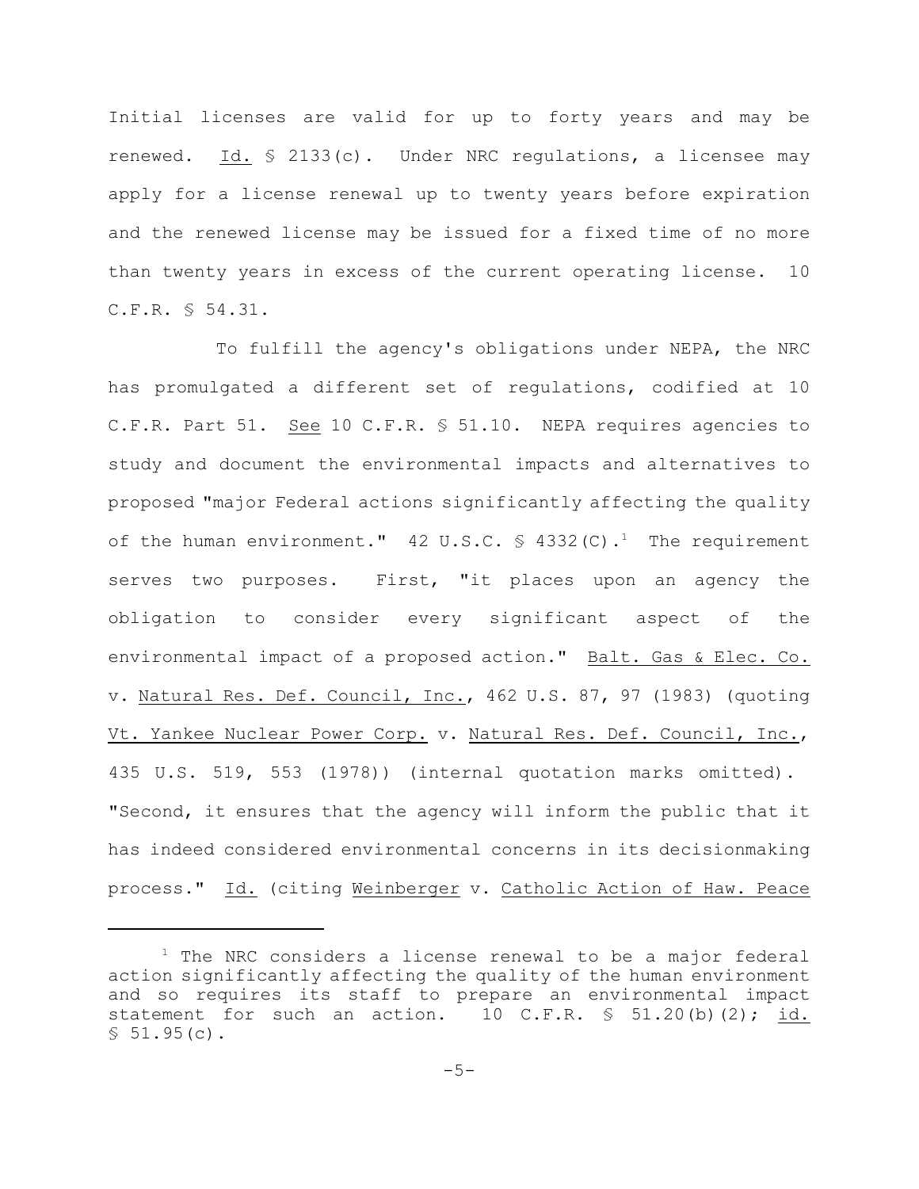Initial licenses are valid for up to forty years and may be renewed. Id. § 2133(c). Under NRC regulations, a licensee may apply for a license renewal up to twenty years before expiration and the renewed license may be issued for a fixed time of no more than twenty years in excess of the current operating license. 10 C.F.R. § 54.31.

To fulfill the agency's obligations under NEPA, the NRC has promulgated a different set of regulations, codified at 10 C.F.R. Part 51. See 10 C.F.R. § 51.10. NEPA requires agencies to study and document the environmental impacts and alternatives to proposed "major Federal actions significantly affecting the quality of the human environment." 42 U.S.C. § 4332(C).[1] The requirement serves two purposes. First, "it places upon an agency the obligation to consider every significant aspect of the environmental impact of a proposed action." Balt. Gas & Elec. Co. v. Natural Res. Def. Council, Inc., 462 U.S. 87, 97 (1983) (quoting Vt. Yankee Nuclear Power Corp. v. Natural Res. Def. Council, Inc., 435 U.S. 519, 553 (1978)) (internal quotation marks omitted). "Second, it ensures that the agency will inform the public that it has indeed considered environmental concerns in its decisionmaking process." Id. (citing Weinberger v. Catholic Action of Haw. Peace

[1] The NRC considers a license renewal to be a major federal action significantly affecting the quality of the human environment and so requires its staff to prepare an environmental impact statement for such an action. 10 C.F.R. § 51.20(b)(2); id. § 51.95(c).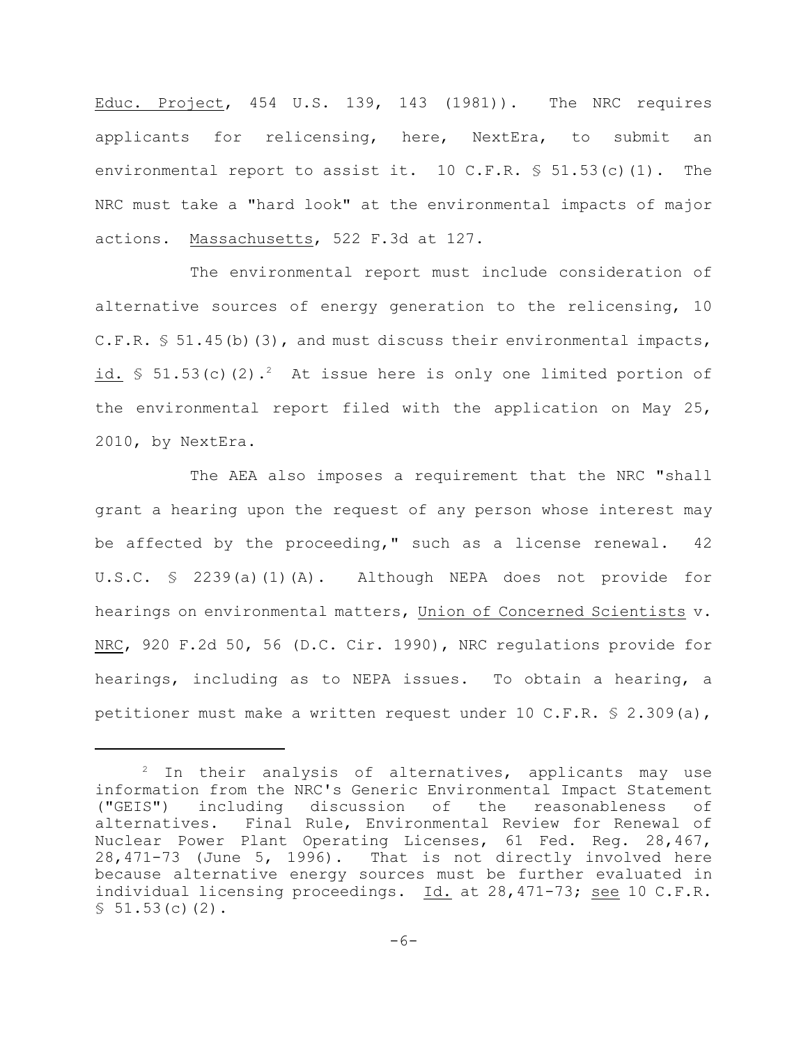Educ. Project, 454 U.S. 139, 143 (1981)). The NRC requires applicants for relicensing, here, NextEra, to submit an environmental report to assist it. 10 C.F.R. § 51.53(c)(1). The NRC must take a "hard look" at the environmental impacts of major actions. Massachusetts, 522 F.3d at 127.

The environmental report must include consideration of alternative sources of energy generation to the relicensing, 10 C.F.R. § 51.45(b)(3), and must discuss their environmental impacts, id. § 51.53(c)(2).[2] At issue here is only one limited portion of the environmental report filed with the application on May 25, 2010, by NextEra.

The AEA also imposes a requirement that the NRC "shall grant a hearing upon the request of any person whose interest may be affected by the proceeding," such as a license renewal. 42 U.S.C. § 2239(a)(1)(A). Although NEPA does not provide for hearings on environmental matters, Union of Concerned Scientists v. NRC, 920 F.2d 50, 56 (D.C. Cir. 1990), NRC regulations provide for hearings, including as to NEPA issues. To obtain a hearing, a petitioner must make a written request under 10 C.F.R. § 2.309(a),

---

[2] In their analysis of alternatives, applicants may use information from the NRC's Generic Environmental Impact Statement ("GEIS") including discussion of the reasonableness of alternatives. Final Rule, Environmental Review for Renewal of Nuclear Power Plant Operating Licenses, 61 Fed. Reg. 28,467, 28,471-73 (June 5, 1996). That is not directly involved here because alternative energy sources must be further evaluated in individual licensing proceedings. Id. at 28,471-73; see 10 C.F.R. § 51.53(c)(2).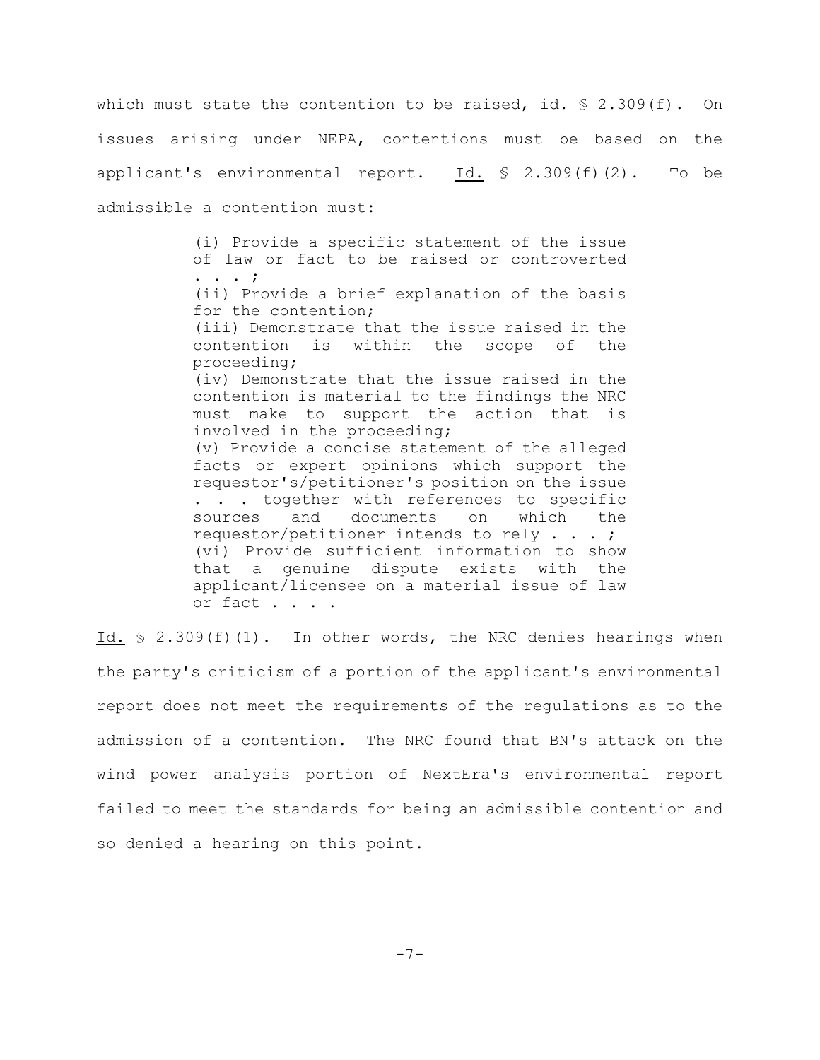which must state the contention to be raised, id. § 2.309(f). On issues arising under NEPA, contentions must be based on the applicant's environmental report. Id. § 2.309(f)(2). To be admissible a contention must:

> (i) Provide a specific statement of the issue of law or fact to be raised or controverted . . . ;
> (ii) Provide a brief explanation of the basis for the contention;
> (iii) Demonstrate that the issue raised in the contention is within the scope of the proceeding;
> (iv) Demonstrate that the issue raised in the contention is material to the findings the NRC must make to support the action that is involved in the proceeding;
> (v) Provide a concise statement of the alleged facts or expert opinions which support the requestor's/petitioner's position on the issue . . . together with references to specific sources and documents on which the requestor/petitioner intends to rely . . . ;
> (vi) Provide sufficient information to show that a genuine dispute exists with the applicant/licensee on a material issue of law or fact . . . .

Id. § 2.309(f)(1). In other words, the NRC denies hearings when the party's criticism of a portion of the applicant's environmental report does not meet the requirements of the regulations as to the admission of a contention. The NRC found that BN's attack on the wind power analysis portion of NextEra's environmental report failed to meet the standards for being an admissible contention and so denied a hearing on this point.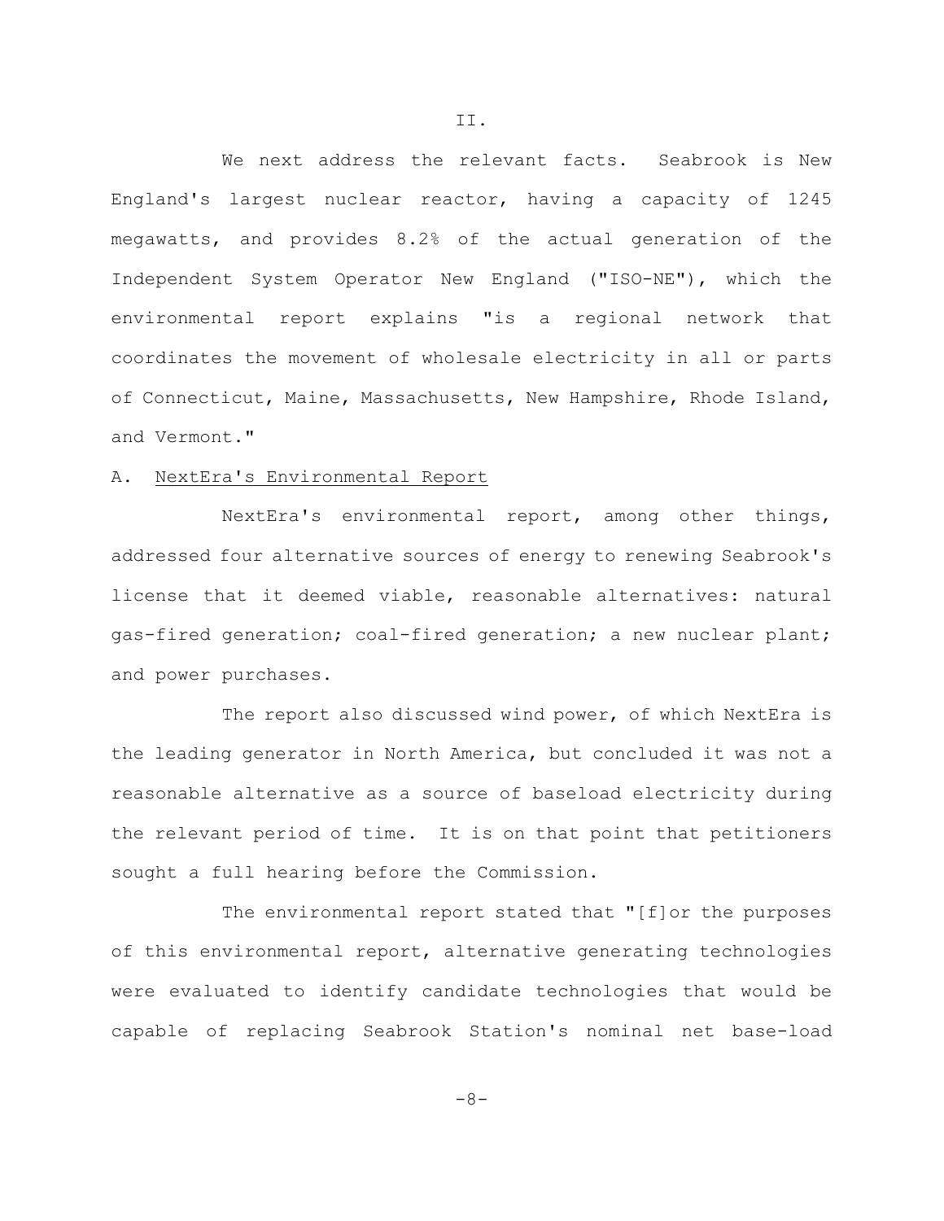## II.

We next address the relevant facts. Seabrook is New England's largest nuclear reactor, having a capacity of 1245 megawatts, and provides 8.2% of the actual generation of the Independent System Operator New England ("ISO-NE"), which the environmental report explains "is a regional network that coordinates the movement of wholesale electricity in all or parts of Connecticut, Maine, Massachusetts, New Hampshire, Rhode Island, and Vermont."

### A. NextEra's Environmental Report

NextEra's environmental report, among other things, addressed four alternative sources of energy to renewing Seabrook's license that it deemed viable, reasonable alternatives: natural gas-fired generation; coal-fired generation; a new nuclear plant; and power purchases.

The report also discussed wind power, of which NextEra is the leading generator in North America, but concluded it was not a reasonable alternative as a source of baseload electricity during the relevant period of time. It is on that point that petitioners sought a full hearing before the Commission.

The environmental report stated that "[f]or the purposes of this environmental report, alternative generating technologies were evaluated to identify candidate technologies that would be capable of replacing Seabrook Station's nominal net base-load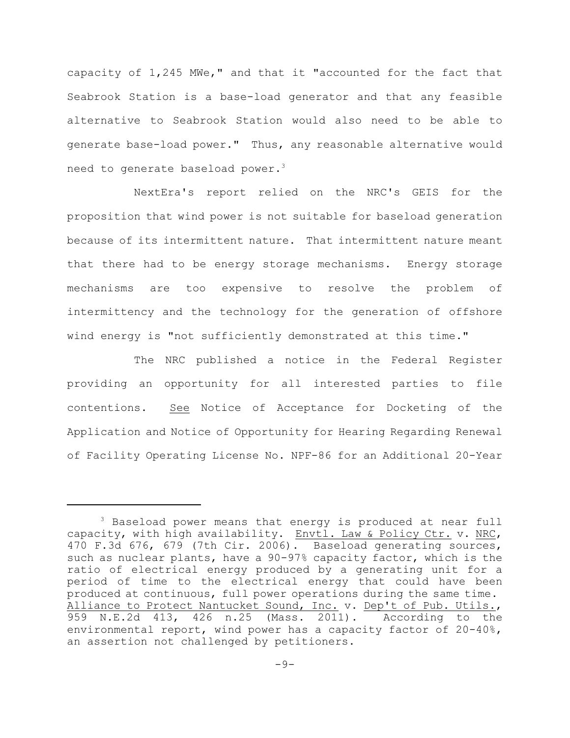capacity of 1,245 MWe," and that it "accounted for the fact that Seabrook Station is a base-load generator and that any feasible alternative to Seabrook Station would also need to be able to generate base-load power." Thus, any reasonable alternative would need to generate baseload power.[3]

NextEra's report relied on the NRC's GEIS for the proposition that wind power is not suitable for baseload generation because of its intermittent nature. That intermittent nature meant that there had to be energy storage mechanisms. Energy storage mechanisms are too expensive to resolve the problem of intermittency and the technology for the generation of offshore wind energy is "not sufficiently demonstrated at this time."

The NRC published a notice in the Federal Register providing an opportunity for all interested parties to file contentions. See Notice of Acceptance for Docketing of the Application and Notice of Opportunity for Hearing Regarding Renewal of Facility Operating License No. NPF-86 for an Additional 20-Year

---

[3] Baseload power means that energy is produced at near full capacity, with high availability. Envtl. Law & Policy Ctr. v. NRC, 470 F.3d 676, 679 (7th Cir. 2006). Baseload generating sources, such as nuclear plants, have a 90-97% capacity factor, which is the ratio of electrical energy produced by a generating unit for a period of time to the electrical energy that could have been produced at continuous, full power operations during the same time. Alliance to Protect Nantucket Sound, Inc. v. Dep't of Pub. Utils., 959 N.E.2d 413, 426 n.25 (Mass. 2011). According to the environmental report, wind power has a capacity factor of 20-40%, an assertion not challenged by petitioners.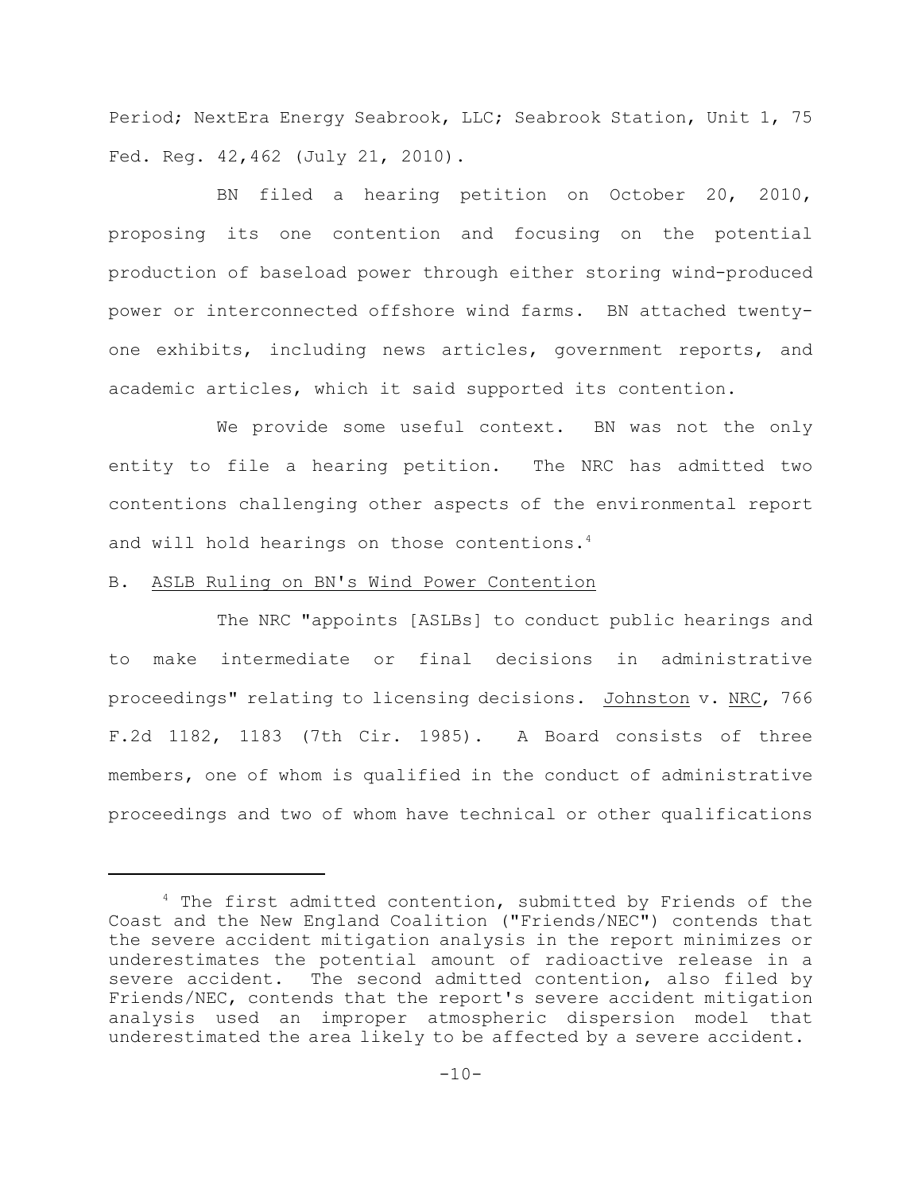Period; NextEra Energy Seabrook, LLC; Seabrook Station, Unit 1, 75 Fed. Reg. 42,462 (July 21, 2010).

BN filed a hearing petition on October 20, 2010, proposing its one contention and focusing on the potential production of baseload power through either storing wind-produced power or interconnected offshore wind farms. BN attached twenty-one exhibits, including news articles, government reports, and academic articles, which it said supported its contention.

We provide some useful context. BN was not the only entity to file a hearing petition. The NRC has admitted two contentions challenging other aspects of the environmental report and will hold hearings on those contentions.[4]

B. <u>ASLB Ruling on BN's Wind Power Contention</u>

The NRC "appoints [ASLBs] to conduct public hearings and to make intermediate or final decisions in administrative proceedings" relating to licensing decisions. Johnston v. NRC, 766 F.2d 1182, 1183 (7th Cir. 1985). A Board consists of three members, one of whom is qualified in the conduct of administrative proceedings and two of whom have technical or other qualifications

---

[4] The first admitted contention, submitted by Friends of the Coast and the New England Coalition ("Friends/NEC") contends that the severe accident mitigation analysis in the report minimizes or underestimates the potential amount of radioactive release in a severe accident. The second admitted contention, also filed by Friends/NEC, contends that the report's severe accident mitigation analysis used an improper atmospheric dispersion model that underestimated the area likely to be affected by a severe accident.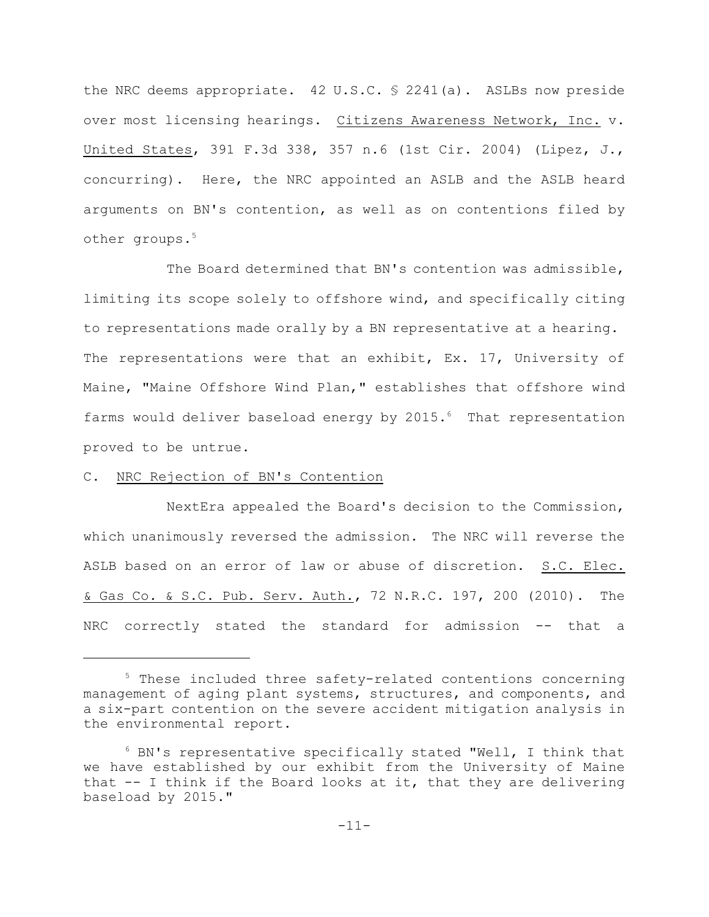the NRC deems appropriate. 42 U.S.C. § 2241(a). ASLBs now preside over most licensing hearings. Citizens Awareness Network, Inc. v. United States, 391 F.3d 338, 357 n.6 (1st Cir. 2004) (Lipez, J., concurring). Here, the NRC appointed an ASLB and the ASLB heard arguments on BN's contention, as well as on contentions filed by other groups.[5]

The Board determined that BN's contention was admissible, limiting its scope solely to offshore wind, and specifically citing to representations made orally by a BN representative at a hearing. The representations were that an exhibit, Ex. 17, University of Maine, "Maine Offshore Wind Plan," establishes that offshore wind farms would deliver baseload energy by 2015.[6] That representation proved to be untrue.

C. NRC Rejection of BN's Contention

NextEra appealed the Board's decision to the Commission, which unanimously reversed the admission. The NRC will reverse the ASLB based on an error of law or abuse of discretion. S.C. Elec. & Gas Co. & S.C. Pub. Serv. Auth., 72 N.R.C. 197, 200 (2010). The NRC correctly stated the standard for admission -- that a

[5] These included three safety-related contentions concerning management of aging plant systems, structures, and components, and a six-part contention on the severe accident mitigation analysis in the environmental report.

[6] BN's representative specifically stated "Well, I think that we have established by our exhibit from the University of Maine that -- I think if the Board looks at it, that they are delivering baseload by 2015."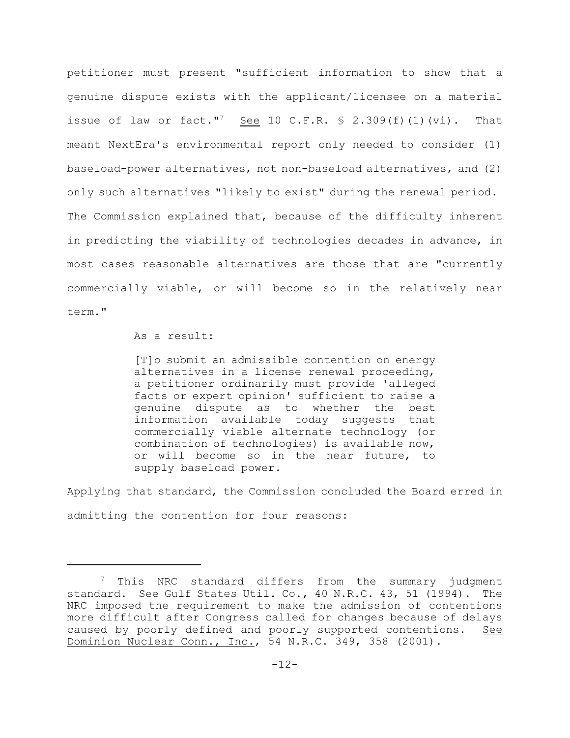petitioner must present "sufficient information to show that a genuine dispute exists with the applicant/licensee on a material issue of law or fact."[7] See 10 C.F.R. § 2.309(f)(1)(vi). That meant NextEra's environmental report only needed to consider (1) baseload-power alternatives, not non-baseload alternatives, and (2) only such alternatives "likely to exist" during the renewal period. The Commission explained that, because of the difficulty inherent in predicting the viability of technologies decades in advance, in most cases reasonable alternatives are those that are "currently commercially viable, or will become so in the relatively near term."

As a result:

> [T]o submit an admissible contention on energy alternatives in a license renewal proceeding, a petitioner ordinarily must provide 'alleged facts or expert opinion' sufficient to raise a genuine dispute as to whether the best information available today suggests that commercially viable alternate technology (or combination of technologies) is available now, or will become so in the near future, to supply baseload power.

Applying that standard, the Commission concluded the Board erred in admitting the contention for four reasons:

---

[7] This NRC standard differs from the summary judgment standard. See Gulf States Util. Co., 40 N.R.C. 43, 51 (1994). The NRC imposed the requirement to make the admission of contentions more difficult after Congress called for changes because of delays caused by poorly defined and poorly supported contentions. See Dominion Nuclear Conn., Inc., 54 N.R.C. 349, 358 (2001).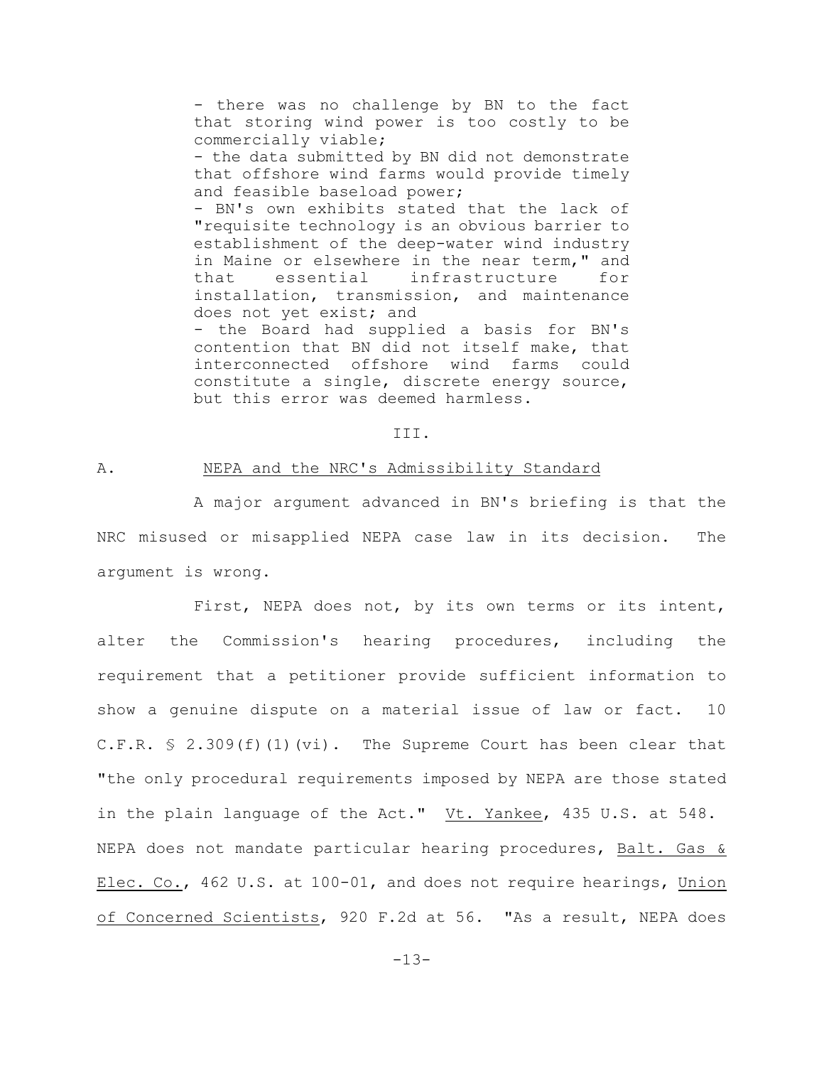- there was no challenge by BN to the fact that storing wind power is too costly to be commercially viable;
- the data submitted by BN did not demonstrate that offshore wind farms would provide timely and feasible baseload power;
- BN's own exhibits stated that the lack of "requisite technology is an obvious barrier to establishment of the deep-water wind industry in Maine or elsewhere in the near term," and that essential infrastructure for installation, transmission, and maintenance does not yet exist; and
- the Board had supplied a basis for BN's contention that BN did not itself make, that interconnected offshore wind farms could constitute a single, discrete energy source, but this error was deemed harmless.

III.

## A. NEPA and the NRC's Admissibility Standard

A major argument advanced in BN's briefing is that the NRC misused or misapplied NEPA case law in its decision. The argument is wrong.

First, NEPA does not, by its own terms or its intent, alter the Commission's hearing procedures, including the requirement that a petitioner provide sufficient information to show a genuine dispute on a material issue of law or fact. 10 C.F.R. § 2.309(f)(1)(vi). The Supreme Court has been clear that "the only procedural requirements imposed by NEPA are those stated in the plain language of the Act." Vt. Yankee, 435 U.S. at 548. NEPA does not mandate particular hearing procedures, Balt. Gas & Elec. Co., 462 U.S. at 100-01, and does not require hearings, Union of Concerned Scientists, 920 F.2d at 56. "As a result, NEPA does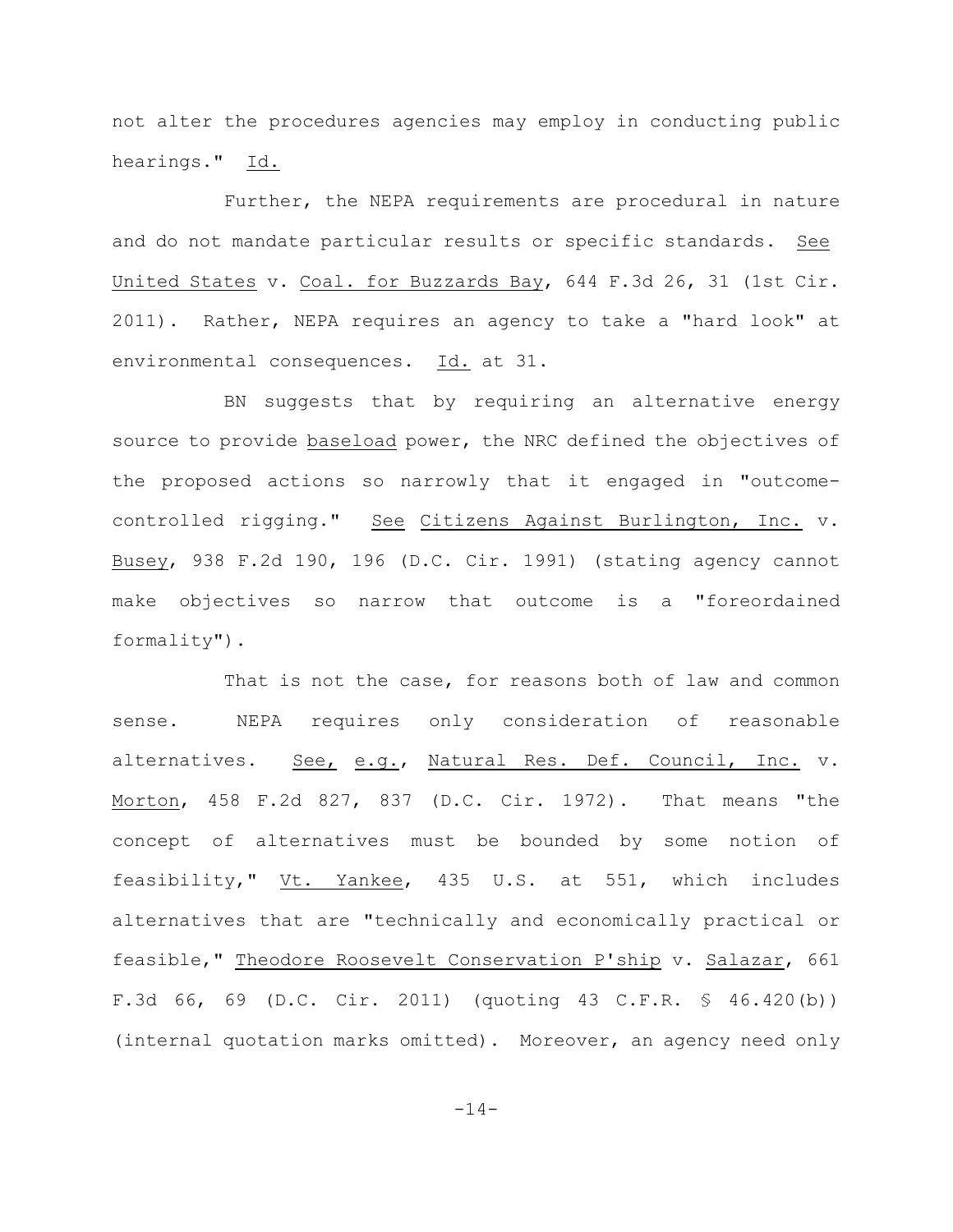not alter the procedures agencies may employ in conducting public hearings." Id.

Further, the NEPA requirements are procedural in nature and do not mandate particular results or specific standards. See United States v. Coal. for Buzzards Bay, 644 F.3d 26, 31 (1st Cir. 2011). Rather, NEPA requires an agency to take a "hard look" at environmental consequences. Id. at 31.

BN suggests that by requiring an alternative energy source to provide baseload power, the NRC defined the objectives of the proposed actions so narrowly that it engaged in "outcome-controlled rigging." See Citizens Against Burlington, Inc. v. Busey, 938 F.2d 190, 196 (D.C. Cir. 1991) (stating agency cannot make objectives so narrow that outcome is a "foreordained formality").

That is not the case, for reasons both of law and common sense. NEPA requires only consideration of reasonable alternatives. See, e.g., Natural Res. Def. Council, Inc. v. Morton, 458 F.2d 827, 837 (D.C. Cir. 1972). That means "the concept of alternatives must be bounded by some notion of feasibility," Vt. Yankee, 435 U.S. at 551, which includes alternatives that are "technically and economically practical or feasible," Theodore Roosevelt Conservation P'ship v. Salazar, 661 F.3d 66, 69 (D.C. Cir. 2011) (quoting 43 C.F.R. § 46.420(b)) (internal quotation marks omitted). Moreover, an agency need only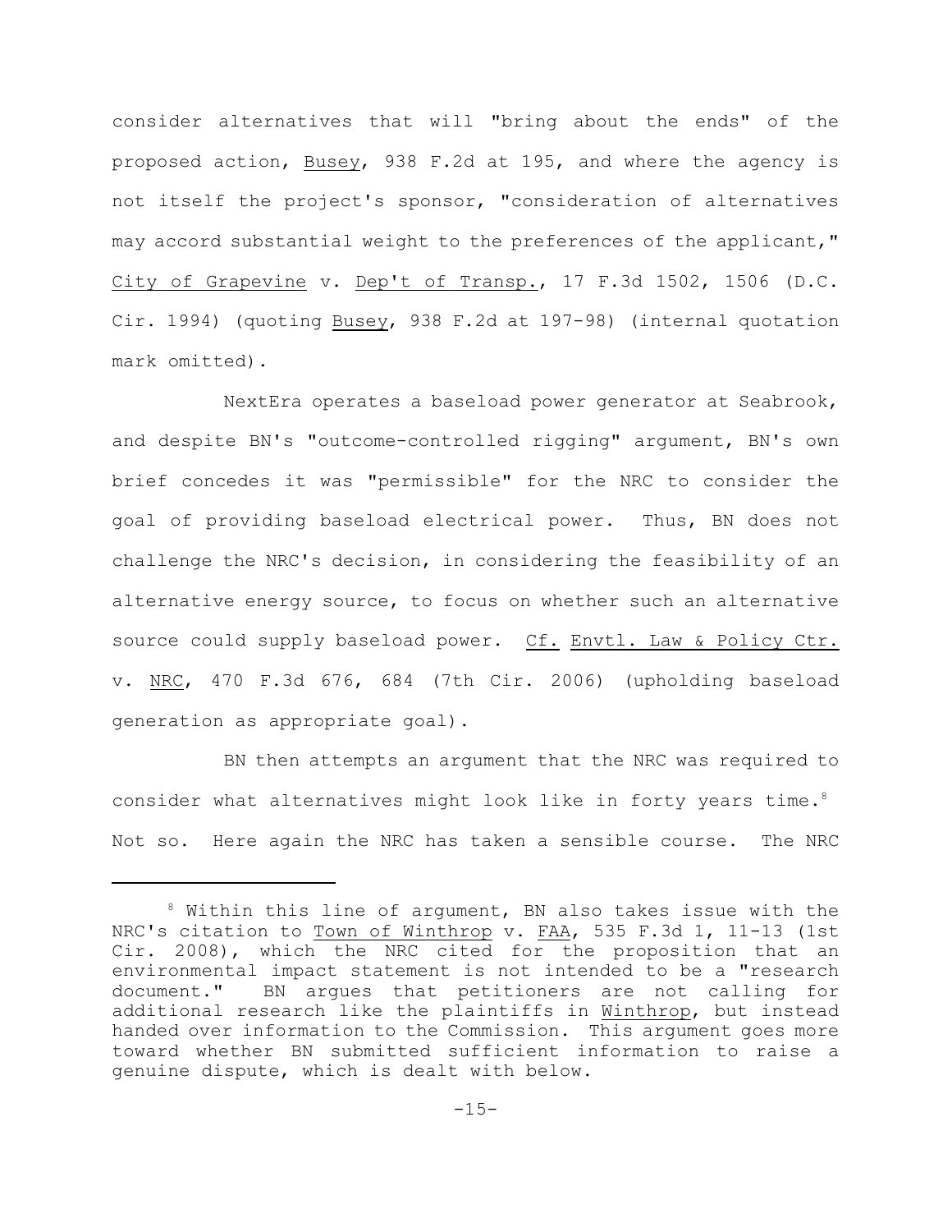consider alternatives that will "bring about the ends" of the proposed action, Busey, 938 F.2d at 195, and where the agency is not itself the project's sponsor, "consideration of alternatives may accord substantial weight to the preferences of the applicant," City of Grapevine v. Dep't of Transp., 17 F.3d 1502, 1506 (D.C. Cir. 1994) (quoting Busey, 938 F.2d at 197-98) (internal quotation mark omitted).

NextEra operates a baseload power generator at Seabrook, and despite BN's "outcome-controlled rigging" argument, BN's own brief concedes it was "permissible" for the NRC to consider the goal of providing baseload electrical power. Thus, BN does not challenge the NRC's decision, in considering the feasibility of an alternative energy source, to focus on whether such an alternative source could supply baseload power. Cf. Envtl. Law & Policy Ctr. v. NRC, 470 F.3d 676, 684 (7th Cir. 2006) (upholding baseload generation as appropriate goal).

BN then attempts an argument that the NRC was required to consider what alternatives might look like in forty years time.[8] Not so. Here again the NRC has taken a sensible course. The NRC

---

[8] Within this line of argument, BN also takes issue with the NRC's citation to Town of Winthrop v. FAA, 535 F.3d 1, 11-13 (1st Cir. 2008), which the NRC cited for the proposition that an environmental impact statement is not intended to be a "research document." BN argues that petitioners are not calling for additional research like the plaintiffs in Winthrop, but instead handed over information to the Commission. This argument goes more toward whether BN submitted sufficient information to raise a genuine dispute, which is dealt with below.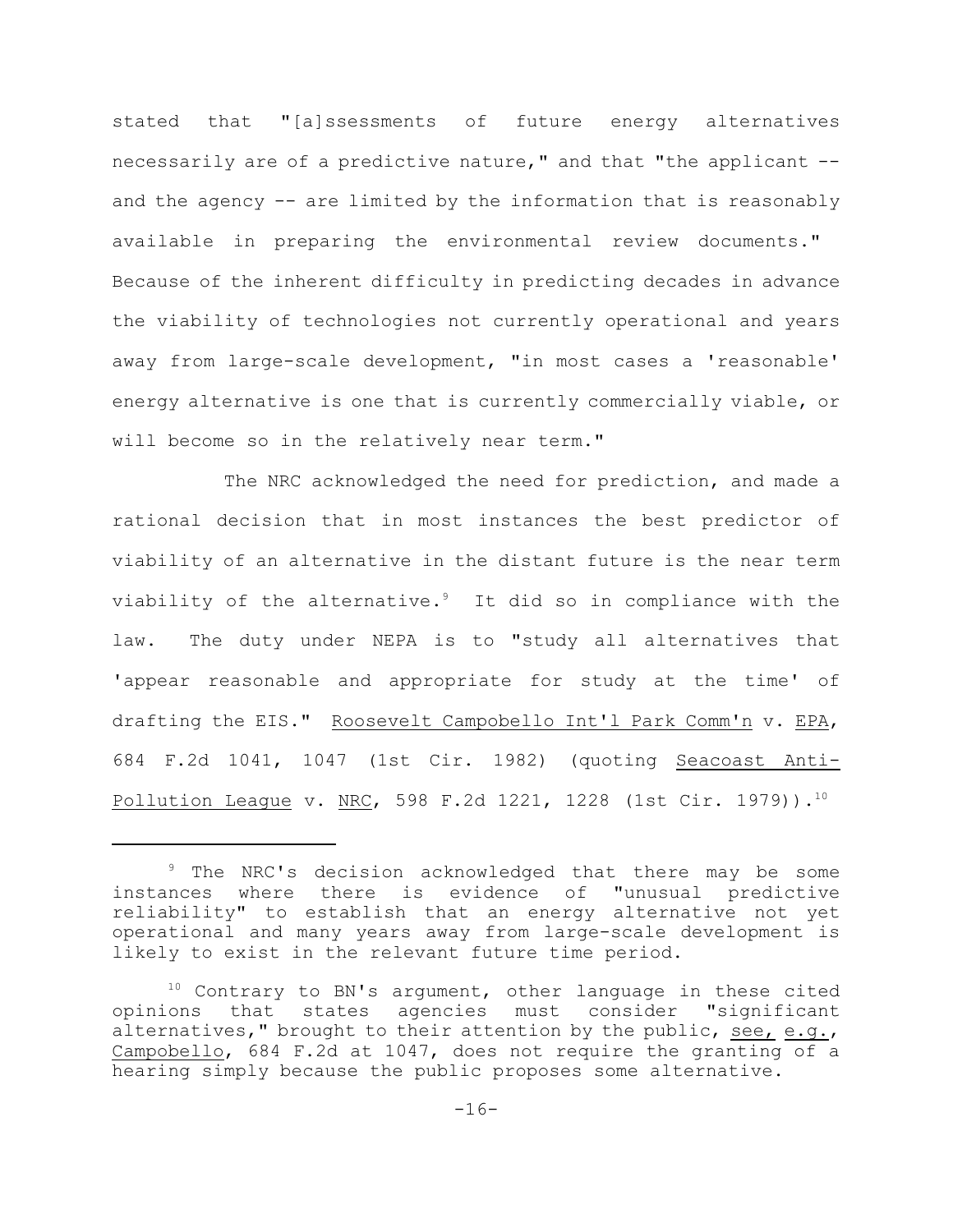stated that "[a]ssessments of future energy alternatives necessarily are of a predictive nature," and that "the applicant -- and the agency -- are limited by the information that is reasonably available in preparing the environmental review documents." Because of the inherent difficulty in predicting decades in advance the viability of technologies not currently operational and years away from large-scale development, "in most cases a 'reasonable' energy alternative is one that is currently commercially viable, or will become so in the relatively near term."

The NRC acknowledged the need for prediction, and made a rational decision that in most instances the best predictor of viability of an alternative in the distant future is the near term viability of the alternative.[9] It did so in compliance with the law. The duty under NEPA is to "study all alternatives that 'appear reasonable and appropriate for study at the time' of drafting the EIS." Roosevelt Campobello Int'l Park Comm'n v. EPA, 684 F.2d 1041, 1047 (1st Cir. 1982) (quoting Seacoast Anti-Pollution League v. NRC, 598 F.2d 1221, 1228 (1st Cir. 1979)).[10]

---

[9] The NRC's decision acknowledged that there may be some instances where there is evidence of "unusual predictive reliability" to establish that an energy alternative not yet operational and many years away from large-scale development is likely to exist in the relevant future time period.

[10] Contrary to BN's argument, other language in these cited opinions that states agencies must consider "significant alternatives," brought to their attention by the public, see, e.g., Campobello, 684 F.2d at 1047, does not require the granting of a hearing simply because the public proposes some alternative.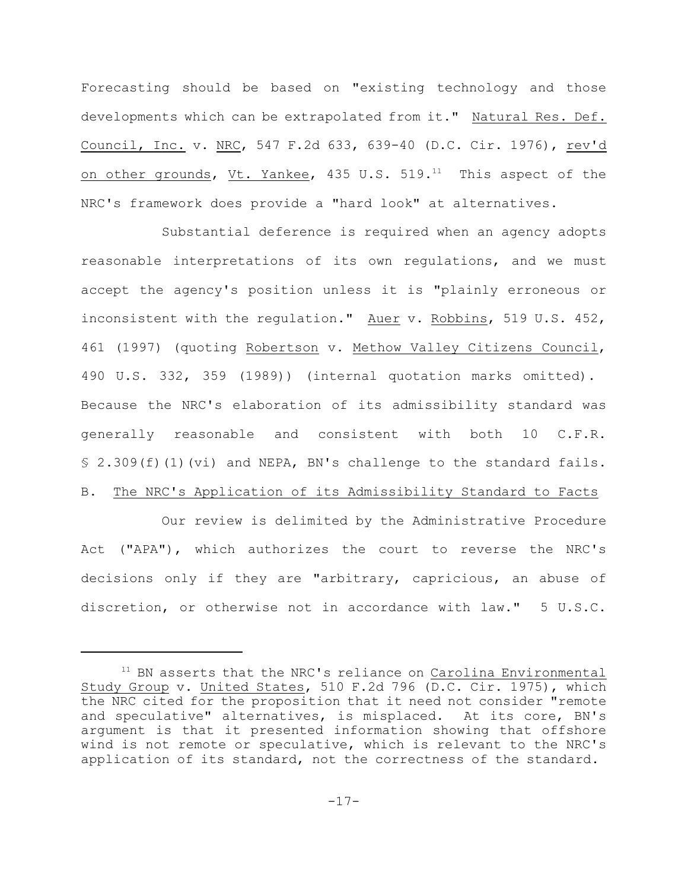Forecasting should be based on "existing technology and those developments which can be extrapolated from it." Natural Res. Def. Council, Inc. v. NRC, 547 F.2d 633, 639-40 (D.C. Cir. 1976), rev'd on other grounds, Vt. Yankee, 435 U.S. 519.[11] This aspect of the NRC's framework does provide a "hard look" at alternatives.

Substantial deference is required when an agency adopts reasonable interpretations of its own regulations, and we must accept the agency's position unless it is "plainly erroneous or inconsistent with the regulation." Auer v. Robbins, 519 U.S. 452, 461 (1997) (quoting Robertson v. Methow Valley Citizens Council, 490 U.S. 332, 359 (1989)) (internal quotation marks omitted). Because the NRC's elaboration of its admissibility standard was generally reasonable and consistent with both 10 C.F.R. § 2.309(f)(1)(vi) and NEPA, BN's challenge to the standard fails.

B. The NRC's Application of its Admissibility Standard to Facts

Our review is delimited by the Administrative Procedure Act ("APA"), which authorizes the court to reverse the NRC's decisions only if they are "arbitrary, capricious, an abuse of discretion, or otherwise not in accordance with law." 5 U.S.C.

---

[11] BN asserts that the NRC's reliance on Carolina Environmental Study Group v. United States, 510 F.2d 796 (D.C. Cir. 1975), which the NRC cited for the proposition that it need not consider "remote and speculative" alternatives, is misplaced. At its core, BN's argument is that it presented information showing that offshore wind is not remote or speculative, which is relevant to the NRC's application of its standard, not the correctness of the standard.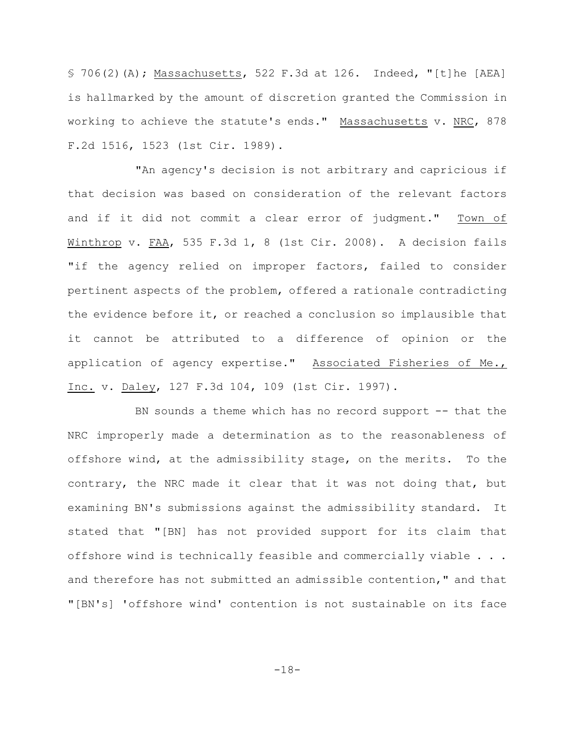§ 706(2)(A); Massachusetts, 522 F.3d at 126. Indeed, "[t]he [AEA] is hallmarked by the amount of discretion granted the Commission in working to achieve the statute's ends." Massachusetts v. NRC, 878 F.2d 1516, 1523 (1st Cir. 1989).

"An agency's decision is not arbitrary and capricious if that decision was based on consideration of the relevant factors and if it did not commit a clear error of judgment." Town of Winthrop v. FAA, 535 F.3d 1, 8 (1st Cir. 2008). A decision fails "if the agency relied on improper factors, failed to consider pertinent aspects of the problem, offered a rationale contradicting the evidence before it, or reached a conclusion so implausible that it cannot be attributed to a difference of opinion or the application of agency expertise." Associated Fisheries of Me., Inc. v. Daley, 127 F.3d 104, 109 (1st Cir. 1997).

BN sounds a theme which has no record support -- that the NRC improperly made a determination as to the reasonableness of offshore wind, at the admissibility stage, on the merits. To the contrary, the NRC made it clear that it was not doing that, but examining BN's submissions against the admissibility standard. It stated that "[BN] has not provided support for its claim that offshore wind is technically feasible and commercially viable . . . and therefore has not submitted an admissible contention," and that "[BN's] 'offshore wind' contention is not sustainable on its face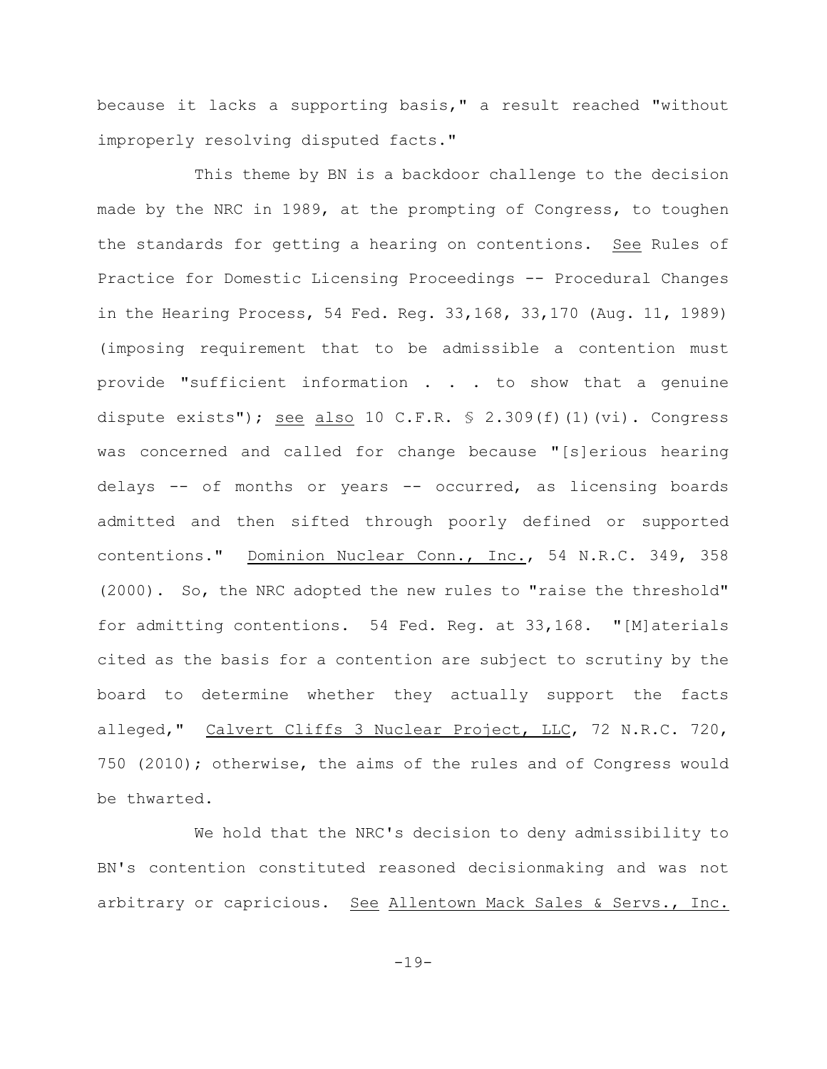because it lacks a supporting basis," a result reached "without improperly resolving disputed facts."

This theme by BN is a backdoor challenge to the decision made by the NRC in 1989, at the prompting of Congress, to toughen the standards for getting a hearing on contentions. See Rules of Practice for Domestic Licensing Proceedings -- Procedural Changes in the Hearing Process, 54 Fed. Reg. 33,168, 33,170 (Aug. 11, 1989) (imposing requirement that to be admissible a contention must provide "sufficient information . . . to show that a genuine dispute exists"); see also 10 C.F.R. § 2.309(f)(1)(vi). Congress was concerned and called for change because "[s]erious hearing delays -- of months or years -- occurred, as licensing boards admitted and then sifted through poorly defined or supported contentions." Dominion Nuclear Conn., Inc., 54 N.R.C. 349, 358 (2000). So, the NRC adopted the new rules to "raise the threshold" for admitting contentions. 54 Fed. Reg. at 33,168. "[M]aterials cited as the basis for a contention are subject to scrutiny by the board to determine whether they actually support the facts alleged," Calvert Cliffs 3 Nuclear Project, LLC, 72 N.R.C. 720, 750 (2010); otherwise, the aims of the rules and of Congress would be thwarted.

We hold that the NRC's decision to deny admissibility to BN's contention constituted reasoned decisionmaking and was not arbitrary or capricious. See Allentown Mack Sales & Servs., Inc.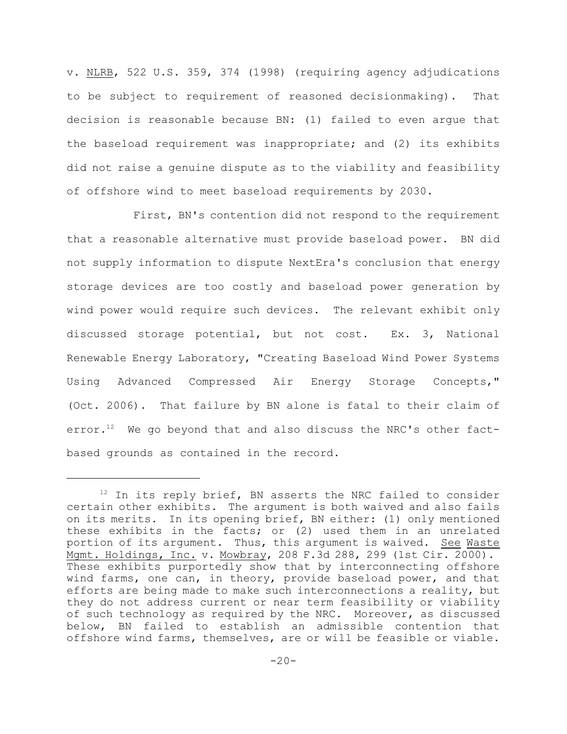v. NLRB, 522 U.S. 359, 374 (1998) (requiring agency adjudications to be subject to requirement of reasoned decisionmaking). That decision is reasonable because BN: (1) failed to even argue that the baseload requirement was inappropriate; and (2) its exhibits did not raise a genuine dispute as to the viability and feasibility of offshore wind to meet baseload requirements by 2030.

First, BN's contention did not respond to the requirement that a reasonable alternative must provide baseload power. BN did not supply information to dispute NextEra's conclusion that energy storage devices are too costly and baseload power generation by wind power would require such devices. The relevant exhibit only discussed storage potential, but not cost. Ex. 3, National Renewable Energy Laboratory, "Creating Baseload Wind Power Systems Using Advanced Compressed Air Energy Storage Concepts," (Oct. 2006). That failure by BN alone is fatal to their claim of error.[12] We go beyond that and also discuss the NRC's other fact-based grounds as contained in the record.

---

[12] In its reply brief, BN asserts the NRC failed to consider certain other exhibits. The argument is both waived and also fails on its merits. In its opening brief, BN either: (1) only mentioned these exhibits in the facts; or (2) used them in an unrelated portion of its argument. Thus, this argument is waived. See Waste Mgmt. Holdings, Inc. v. Mowbray, 208 F.3d 288, 299 (1st Cir. 2000). These exhibits purportedly show that by interconnecting offshore wind farms, one can, in theory, provide baseload power, and that efforts are being made to make such interconnections a reality, but they do not address current or near term feasibility or viability of such technology as required by the NRC. Moreover, as discussed below, BN failed to establish an admissible contention that offshore wind farms, themselves, are or will be feasible or viable.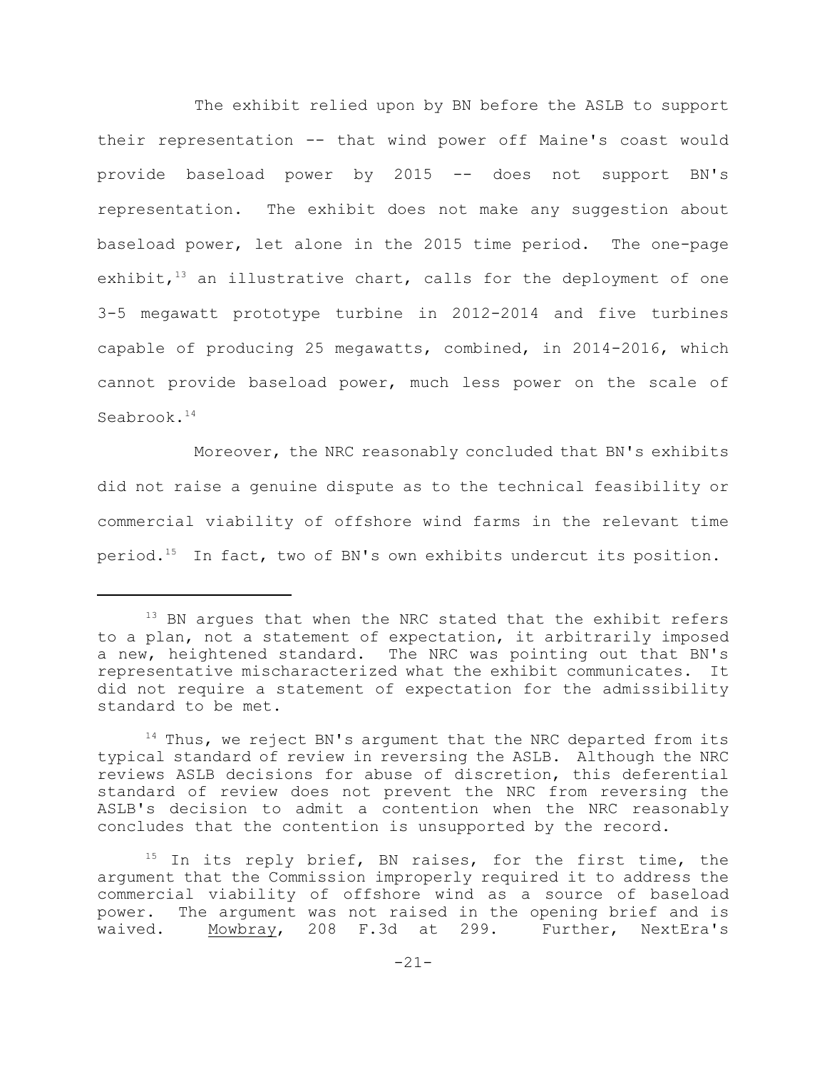The exhibit relied upon by BN before the ASLB to support their representation -- that wind power off Maine's coast would provide baseload power by 2015 -- does not support BN's representation. The exhibit does not make any suggestion about baseload power, let alone in the 2015 time period. The one-page exhibit,[13] an illustrative chart, calls for the deployment of one 3-5 megawatt prototype turbine in 2012-2014 and five turbines capable of producing 25 megawatts, combined, in 2014-2016, which cannot provide baseload power, much less power on the scale of Seabrook.[14]

Moreover, the NRC reasonably concluded that BN's exhibits did not raise a genuine dispute as to the technical feasibility or commercial viability of offshore wind farms in the relevant time period.[15] In fact, two of BN's own exhibits undercut its position.

---

[13] BN argues that when the NRC stated that the exhibit refers to a plan, not a statement of expectation, it arbitrarily imposed a new, heightened standard. The NRC was pointing out that BN's representative mischaracterized what the exhibit communicates. It did not require a statement of expectation for the admissibility standard to be met.

[14] Thus, we reject BN's argument that the NRC departed from its typical standard of review in reversing the ASLB. Although the NRC reviews ASLB decisions for abuse of discretion, this deferential standard of review does not prevent the NRC from reversing the ASLB's decision to admit a contention when the NRC reasonably concludes that the contention is unsupported by the record.

[15] In its reply brief, BN raises, for the first time, the argument that the Commission improperly required it to address the commercial viability of offshore wind as a source of baseload power. The argument was not raised in the opening brief and is waived. Mowbray, 208 F.3d at 299. Further, NextEra's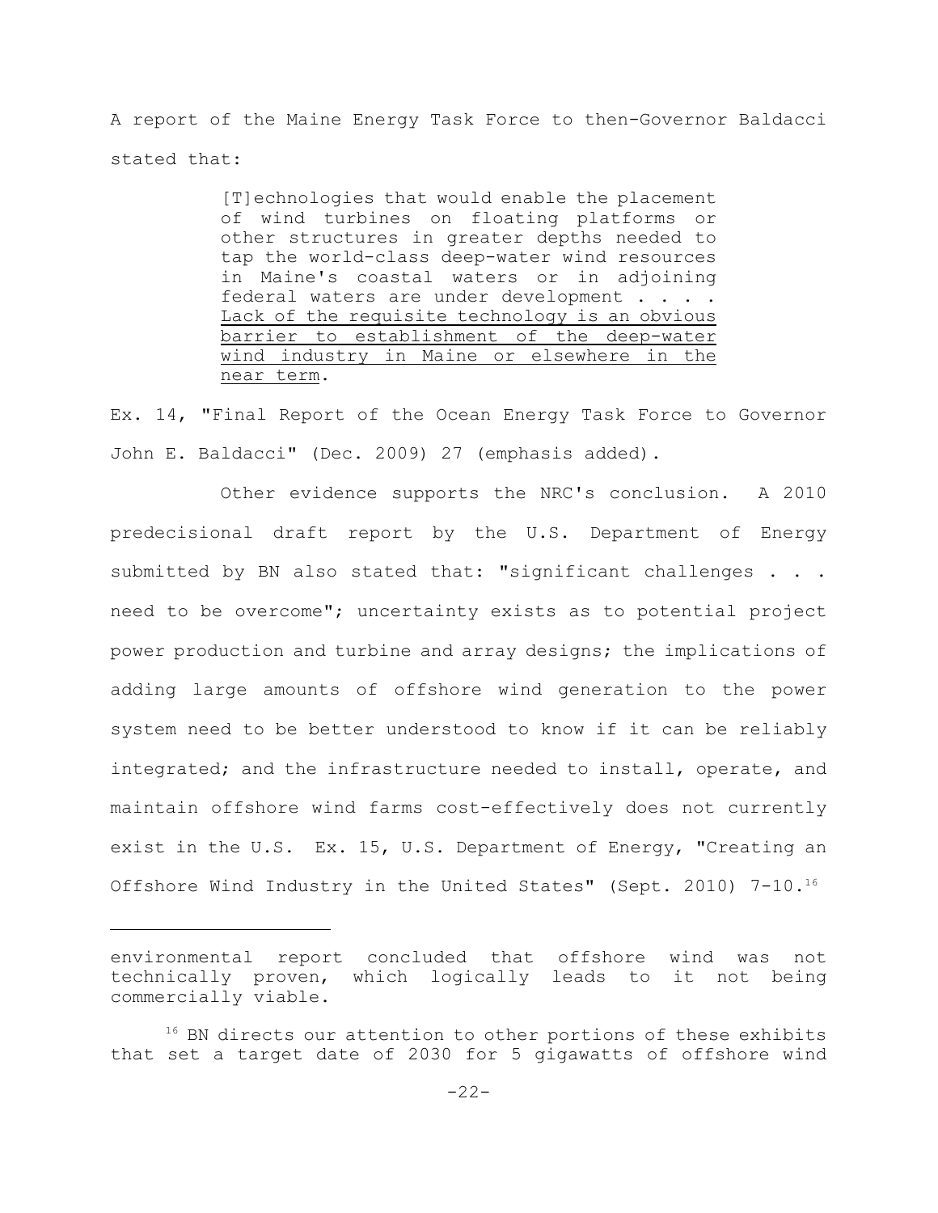A report of the Maine Energy Task Force to then-Governor Baldacci stated that:

> [T]echnologies that would enable the placement of wind turbines on floating platforms or other structures in greater depths needed to tap the world-class deep-water wind resources in Maine's coastal waters or in adjoining federal waters are under development . . . . <u>Lack of the requisite technology is an obvious barrier to establishment of the deep-water wind industry in Maine or elsewhere in the near term</u>.

Ex. 14, "Final Report of the Ocean Energy Task Force to Governor John E. Baldacci" (Dec. 2009) 27 (emphasis added).

Other evidence supports the NRC's conclusion. A 2010 predecisional draft report by the U.S. Department of Energy submitted by BN also stated that: "significant challenges . . . need to be overcome"; uncertainty exists as to potential project power production and turbine and array designs; the implications of adding large amounts of offshore wind generation to the power system need to be better understood to know if it can be reliably integrated; and the infrastructure needed to install, operate, and maintain offshore wind farms cost-effectively does not currently exist in the U.S. Ex. 15, U.S. Department of Energy, "Creating an Offshore Wind Industry in the United States" (Sept. 2010) 7-10.[16]

---

environmental report concluded that offshore wind was not technically proven, which logically leads to it not being commercially viable.

[16] BN directs our attention to other portions of these exhibits that set a target date of 2030 for 5 gigawatts of offshore wind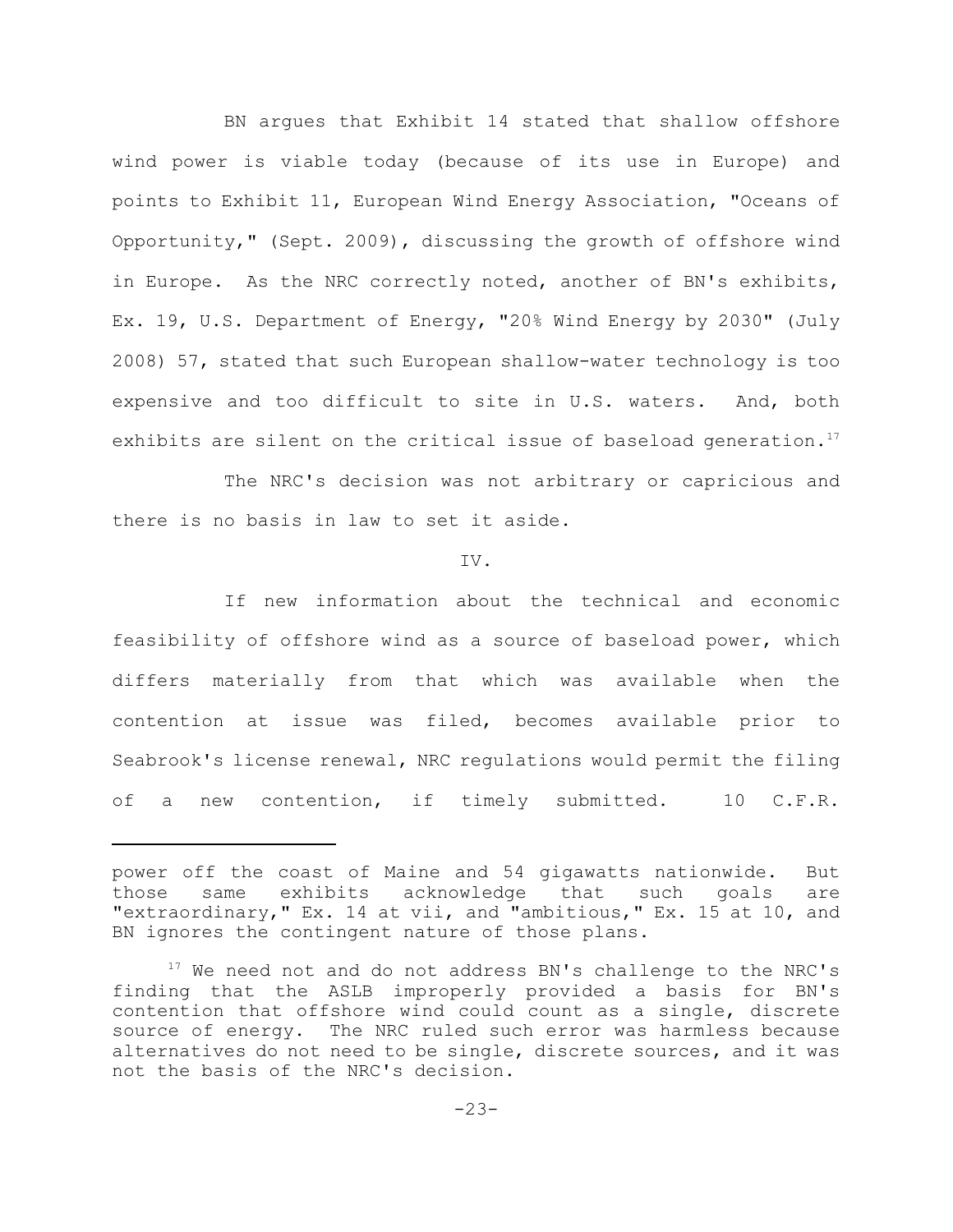BN argues that Exhibit 14 stated that shallow offshore wind power is viable today (because of its use in Europe) and points to Exhibit 11, European Wind Energy Association, "Oceans of Opportunity," (Sept. 2009), discussing the growth of offshore wind in Europe. As the NRC correctly noted, another of BN's exhibits, Ex. 19, U.S. Department of Energy, "20% Wind Energy by 2030" (July 2008) 57, stated that such European shallow-water technology is too expensive and too difficult to site in U.S. waters. And, both exhibits are silent on the critical issue of baseload generation.[17]

The NRC's decision was not arbitrary or capricious and there is no basis in law to set it aside.

IV.

If new information about the technical and economic feasibility of offshore wind as a source of baseload power, which differs materially from that which was available when the contention at issue was filed, becomes available prior to Seabrook's license renewal, NRC regulations would permit the filing of a new contention, if timely submitted. 10 C.F.R.

---

power off the coast of Maine and 54 gigawatts nationwide. But those same exhibits acknowledge that such goals are "extraordinary," Ex. 14 at vii, and "ambitious," Ex. 15 at 10, and BN ignores the contingent nature of those plans.

[17] We need not and do not address BN's challenge to the NRC's finding that the ASLB improperly provided a basis for BN's contention that offshore wind could count as a single, discrete source of energy. The NRC ruled such error was harmless because alternatives do not need to be single, discrete sources, and it was not the basis of the NRC's decision.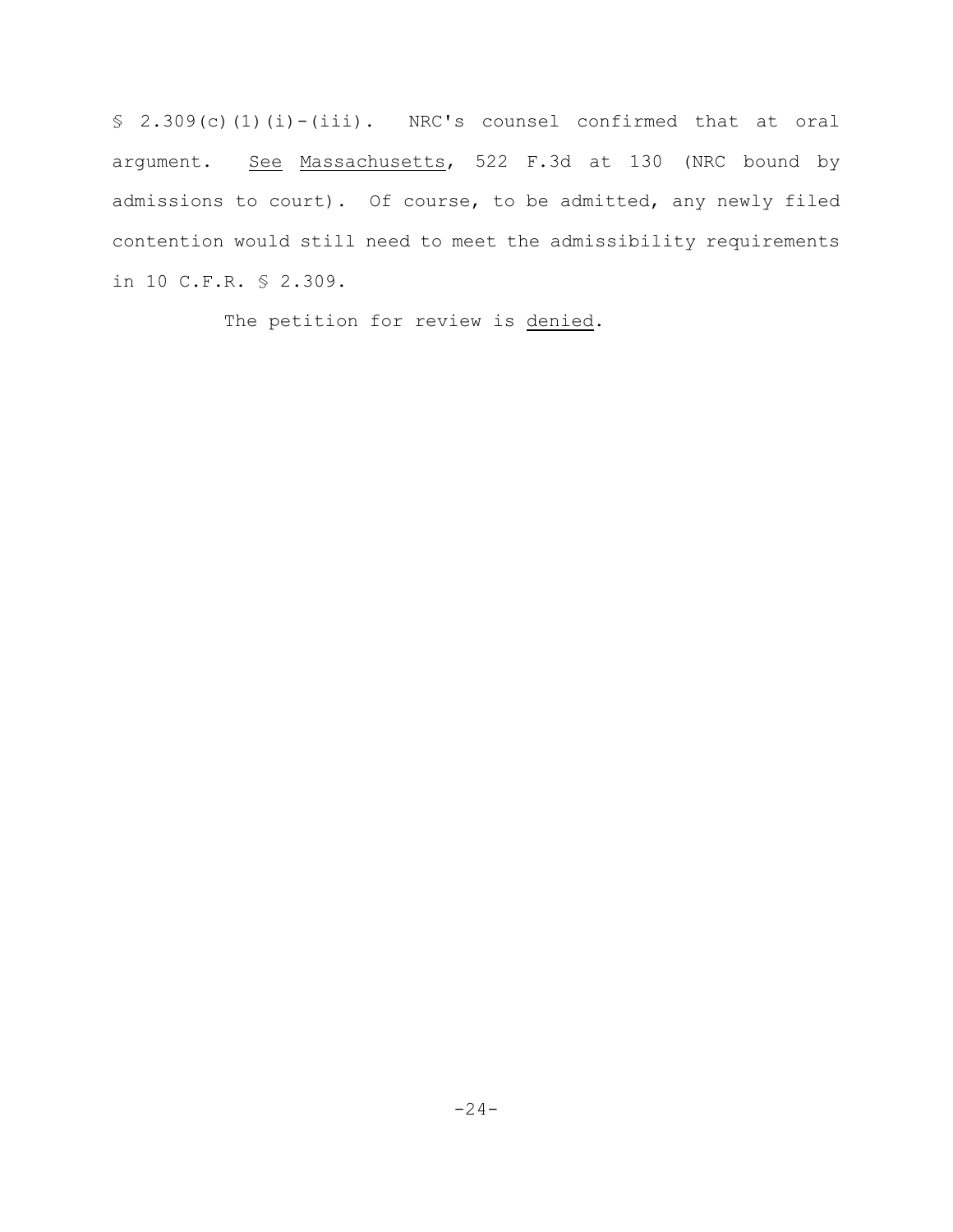§ 2.309(c)(1)(i)-(iii). NRC's counsel confirmed that at oral argument. See Massachusetts, 522 F.3d at 130 (NRC bound by admissions to court). Of course, to be admitted, any newly filed contention would still need to meet the admissibility requirements in 10 C.F.R. § 2.309.

The petition for review is denied.